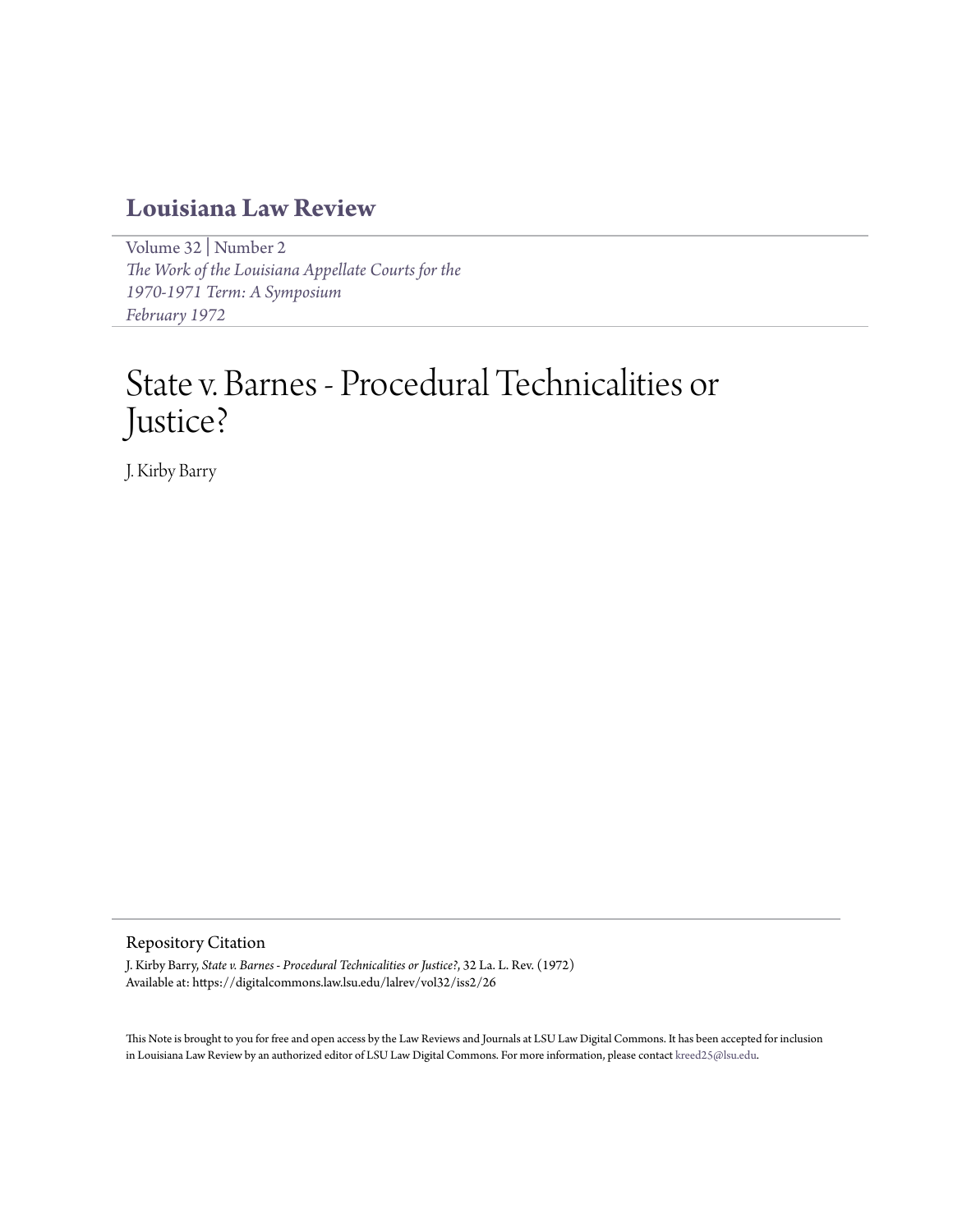# Louisiana Law Review

Volume 32 | Number 2
*The Work of the Louisiana Appellate Courts for the 1970-1971 Term: A Symposium*
*February 1972*

# State v. Barnes - Procedural Technicalities or Justice?

J. Kirby Barry

## Repository Citation

J. Kirby Barry, *State v. Barnes - Procedural Technicalities or Justice?*, 32 La. L. Rev. (1972)
Available at: https://digitalcommons.law.lsu.edu/lalrev/vol32/iss2/26

This Note is brought to you for free and open access by the Law Reviews and Journals at LSU Law Digital Commons. It has been accepted for inclusion in Louisiana Law Review by an authorized editor of LSU Law Digital Commons. For more information, please contact kreed25@lsu.edu.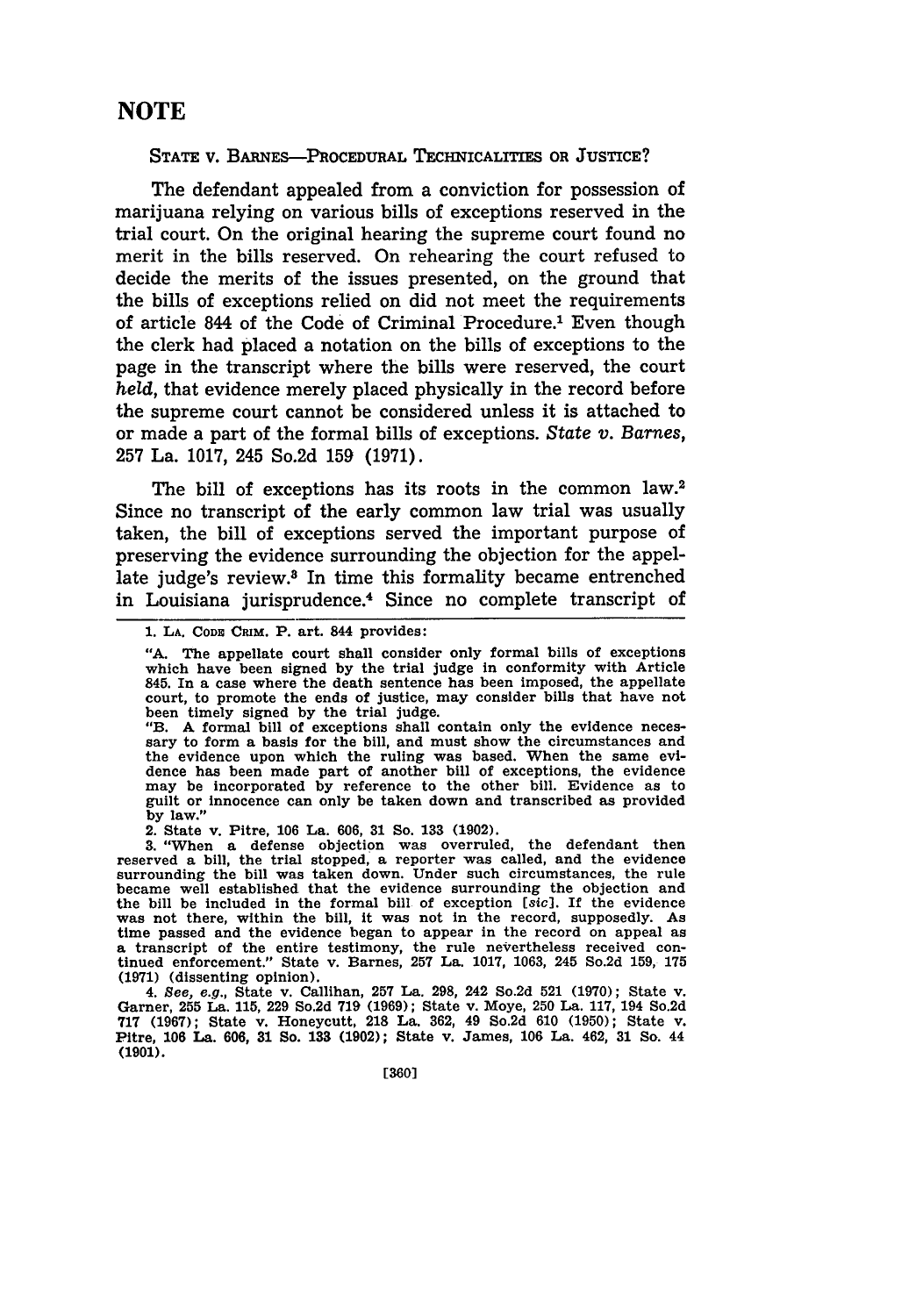# NOTE

STATE v. BARNES—PROCEDURAL TECHNICALITIES OR JUSTICE?

The defendant appealed from a conviction for possession of marijuana relying on various bills of exceptions reserved in the trial court. On the original hearing the supreme court found no merit in the bills reserved. On rehearing the court refused to decide the merits of the issues presented, on the ground that the bills of exceptions relied on did not meet the requirements of article 844 of the Code of Criminal Procedure.[1] Even though the clerk had placed a notation on the bills of exceptions to the page in the transcript where the bills were reserved, the court *held*, that evidence merely placed physically in the record before the supreme court cannot be considered unless it is attached to or made a part of the formal bills of exceptions. *State v. Barnes*, 257 La. 1017, 245 So.2d 159 (1971).

The bill of exceptions has its roots in the common law.[2] Since no transcript of the early common law trial was usually taken, the bill of exceptions served the important purpose of preserving the evidence surrounding the objection for the appellate judge's review.[3] In time this formality became entrenched in Louisiana jurisprudence.[4] Since no complete transcript of

---

1. LA. CODE CRIM. P. art. 844 provides:

"A. The appellate court shall consider only formal bills of exceptions which have been signed by the trial judge in conformity with Article 845. In a case where the death sentence has been imposed, the appellate court, to promote the ends of justice, may consider bills that have not been timely signed by the trial judge.

"B. A formal bill of exceptions shall contain only the evidence necessary to form a basis for the bill, and must show the circumstances and the evidence upon which the ruling was based. When the same evidence has been made part of another bill of exceptions, the evidence may be incorporated by reference to the other bill. Evidence as to guilt or innocence can only be taken down and transcribed as provided by law."

2. State v. Pitre, 106 La. 606, 31 So. 133 (1902).

3. "When a defense objection was overruled, the defendant then reserved a bill, the trial stopped, a reporter was called, and the evidence surrounding the bill was taken down. Under such circumstances, the rule became well established that the evidence surrounding the objection and the bill be included in the formal bill of exception [*sic*]. If the evidence was not there, within the bill, it was not in the record, supposedly. As time passed and the evidence began to appear in the record on appeal as a transcript of the entire testimony, the rule nevertheless received continued enforcement." State v. Barnes, 257 La. 1017, 1063, 245 So.2d 159, 175 (1971) (dissenting opinion).

4. *See, e.g.*, State v. Callihan, 257 La. 298, 242 So.2d 521 (1970); State v. Garner, 255 La. 115, 229 So.2d 719 (1969); State v. Moye, 250 La. 117, 194 So.2d 717 (1967); State v. Honeycutt, 218 La. 362, 49 So.2d 610 (1950); State v. Pitre, 106 La. 606, 31 So. 133 (1902); State v. James, 106 La. 462, 31 So. 44 (1901).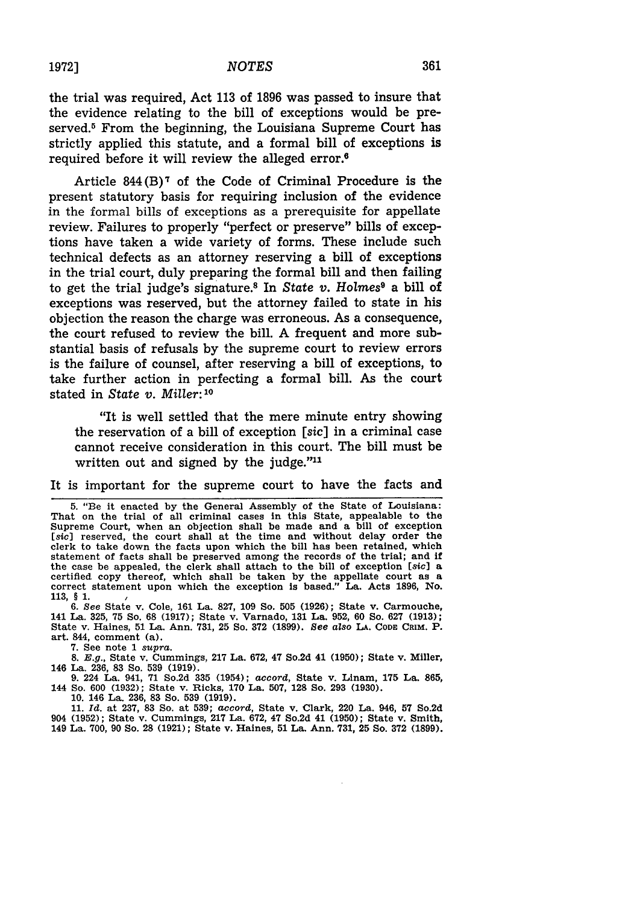the trial was required, Act 113 of 1896 was passed to insure that the evidence relating to the bill of exceptions would be preserved.[5] From the beginning, the Louisiana Supreme Court has strictly applied this statute, and a formal bill of exceptions is required before it will review the alleged error.[6]

Article 844(B)[7] of the Code of Criminal Procedure is the present statutory basis for requiring inclusion of the evidence in the formal bills of exceptions as a prerequisite for appellate review. Failures to properly "perfect or preserve" bills of exceptions have taken a wide variety of forms. These include such technical defects as an attorney reserving a bill of exceptions in the trial court, duly preparing the formal bill and then failing to get the trial judge's signature.[8] In *State v. Holmes*[9] a bill of exceptions was reserved, but the attorney failed to state in his objection the reason the charge was erroneous. As a consequence, the court refused to review the bill. A frequent and more substantial basis of refusals by the supreme court to review errors is the failure of counsel, after reserving a bill of exceptions, to take further action in perfecting a formal bill. As the court stated in *State v. Miller*:[10]

> "It is well settled that the mere minute entry showing the reservation of a bill of exception [*sic*] in a criminal case cannot receive consideration in this court. The bill must be written out and signed by the judge."[11]

It is important for the supreme court to have the facts and

---

5. "Be it enacted by the General Assembly of the State of Louisiana: That on the trial of all criminal cases in this State, appealable to the Supreme Court, when an objection shall be made and a bill of exception [*sic*] reserved, the court shall at the time and without delay order the clerk to take down the facts upon which the bill has been retained, which statement of facts shall be preserved among the records of the trial; and if the case be appealed, the clerk shall attach to the bill of exception [*sic*] a certified copy thereof, which shall be taken by the appellate court as a correct statement upon which the exception is based." La. Acts 1896, No. 113, § 1.

6. *See* State v. Cole, 161 La. 827, 109 So. 505 (1926); State v. Carmouche, 141 La. 325, 75 So. 68 (1917); State v. Varnado, 131 La. 952, 60 So. 627 (1913); State v. Haines, 51 La. Ann. 731, 25 So. 372 (1899). *See also* LA. CODE CRIM. P. art. 844, comment (a).

7. See note 1 *supra*.

8. *E.g.*, State v. Cummings, 217 La. 672, 47 So.2d 41 (1950); State v. Miller, 146 La. 236, 83 So. 539 (1919).

9. 224 La. 941, 71 So.2d 335 (1954); *accord*, State v. Linam, 175 La. 865, 144 So. 600 (1932); State v. Ricks, 170 La. 507, 128 So. 293 (1930).

10. 146 La. 236, 83 So. 539 (1919).

11. *Id.* at 237, 83 So. at 539; *accord*, State v. Clark, 220 La. 946, 57 So.2d 904 (1952); State v. Cummings, 217 La. 672, 47 So.2d 41 (1950); State v. Smith, 149 La. 700, 90 So. 28 (1921); State v. Haines, 51 La. Ann. 731, 25 So. 372 (1899).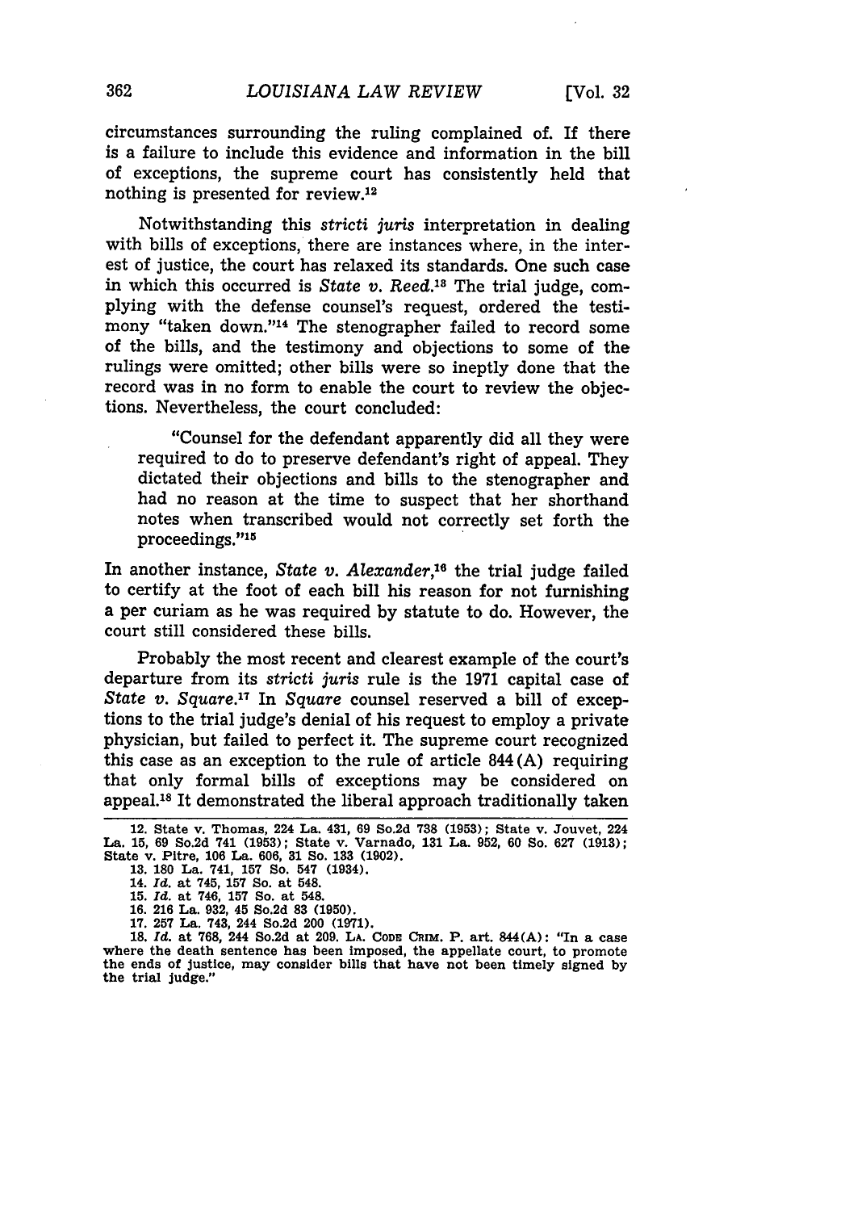circumstances surrounding the ruling complained of. If there is a failure to include this evidence and information in the bill of exceptions, the supreme court has consistently held that nothing is presented for review.[12]

Notwithstanding this *stricti juris* interpretation in dealing with bills of exceptions, there are instances where, in the interest of justice, the court has relaxed its standards. One such case in which this occurred is *State v. Reed*.[13] The trial judge, complying with the defense counsel's request, ordered the testimony "taken down."[14] The stenographer failed to record some of the bills, and the testimony and objections to some of the rulings were omitted; other bills were so ineptly done that the record was in no form to enable the court to review the objections. Nevertheless, the court concluded:

> "Counsel for the defendant apparently did all they were required to do to preserve defendant's right of appeal. They dictated their objections and bills to the stenographer and had no reason at the time to suspect that her shorthand notes when transcribed would not correctly set forth the proceedings."[15]

In another instance, *State v. Alexander*,[16] the trial judge failed to certify at the foot of each bill his reason for not furnishing a per curiam as he was required by statute to do. However, the court still considered these bills.

Probably the most recent and clearest example of the court's departure from its *stricti juris* rule is the 1971 capital case of *State v. Square*.[17] In *Square* counsel reserved a bill of exceptions to the trial judge's denial of his request to employ a private physician, but failed to perfect it. The supreme court recognized this case as an exception to the rule of article 844(A) requiring that only formal bills of exceptions may be considered on appeal.[18] It demonstrated the liberal approach traditionally taken

---

12. State v. Thomas, 224 La. 431, 69 So.2d 738 (1953); State v. Jouvet, 224 La. 15, 69 So.2d 741 (1953); State v. Varnado, 131 La. 952, 60 So. 627 (1913); State v. Pitre, 106 La. 606, 31 So. 133 (1902).

13. 180 La. 741, 157 So. 547 (1934).

14. *Id.* at 745, 157 So. at 548.

15. *Id.* at 746, 157 So. at 548.

16. 216 La. 932, 45 So.2d 83 (1950).

17. 257 La. 743, 244 So.2d 200 (1971).

18. *Id.* at 768, 244 So.2d at 209. LA. CODE CRIM. P. art. 844(A): "In a case where the death sentence has been imposed, the appellate court, to promote the ends of justice, may consider bills that have not been timely signed by the trial judge."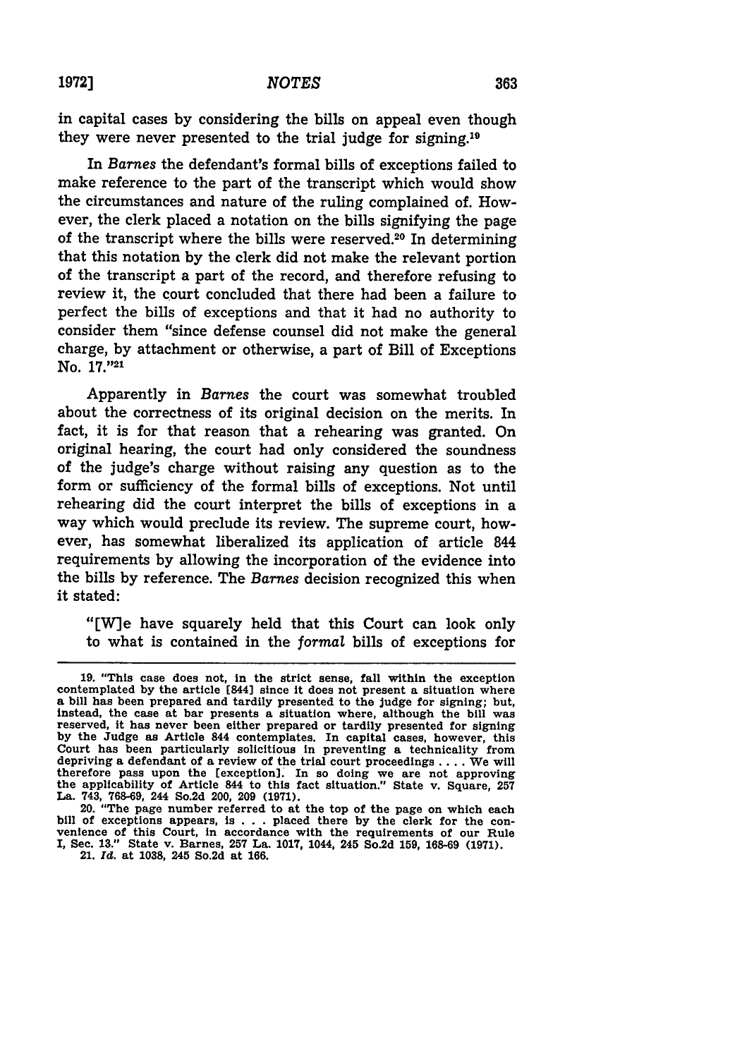in capital cases by considering the bills on appeal even though they were never presented to the trial judge for signing.[19]

In *Barnes* the defendant's formal bills of exceptions failed to make reference to the part of the transcript which would show the circumstances and nature of the ruling complained of. However, the clerk placed a notation on the bills signifying the page of the transcript where the bills were reserved.[20] In determining that this notation by the clerk did not make the relevant portion of the transcript a part of the record, and therefore refusing to review it, the court concluded that there had been a failure to perfect the bills of exceptions and that it had no authority to consider them "since defense counsel did not make the general charge, by attachment or otherwise, a part of Bill of Exceptions No. 17."[21]

Apparently in *Barnes* the court was somewhat troubled about the correctness of its original decision on the merits. In fact, it is for that reason that a rehearing was granted. On original hearing, the court had only considered the soundness of the judge's charge without raising any question as to the form or sufficiency of the formal bills of exceptions. Not until rehearing did the court interpret the bills of exceptions in a way which would preclude its review. The supreme court, however, has somewhat liberalized its application of article 844 requirements by allowing the incorporation of the evidence into the bills by reference. The *Barnes* decision recognized this when it stated:

> "[W]e have squarely held that this Court can look only to what is contained in the *formal* bills of exceptions for

---

19. "This case does not, in the strict sense, fall within the exception contemplated by the article [844] since it does not present a situation where a bill has been prepared and tardily presented to the judge for signing; but, instead, the case at bar presents a situation where, although the bill was reserved, it has never been either prepared or tardily presented for signing by the Judge as Article 844 contemplates. In capital cases, however, this Court has been particularly solicitious in preventing a technicality from depriving a defendant of a review of the trial court proceedings .... We will therefore pass upon the [exception]. In so doing we are not approving the applicability of Article 844 to this fact situation." State v. Square, 257 La. 743, 768-69, 244 So.2d 200, 209 (1971).

20. "The page number referred to at the top of the page on which each bill of exceptions appears, is . . . placed there by the clerk for the convenience of this Court, in accordance with the requirements of our Rule I, Sec. 13." State v. Barnes, 257 La. 1017, 1044, 245 So.2d 159, 168-69 (1971).

21. *Id.* at 1038, 245 So.2d at 166.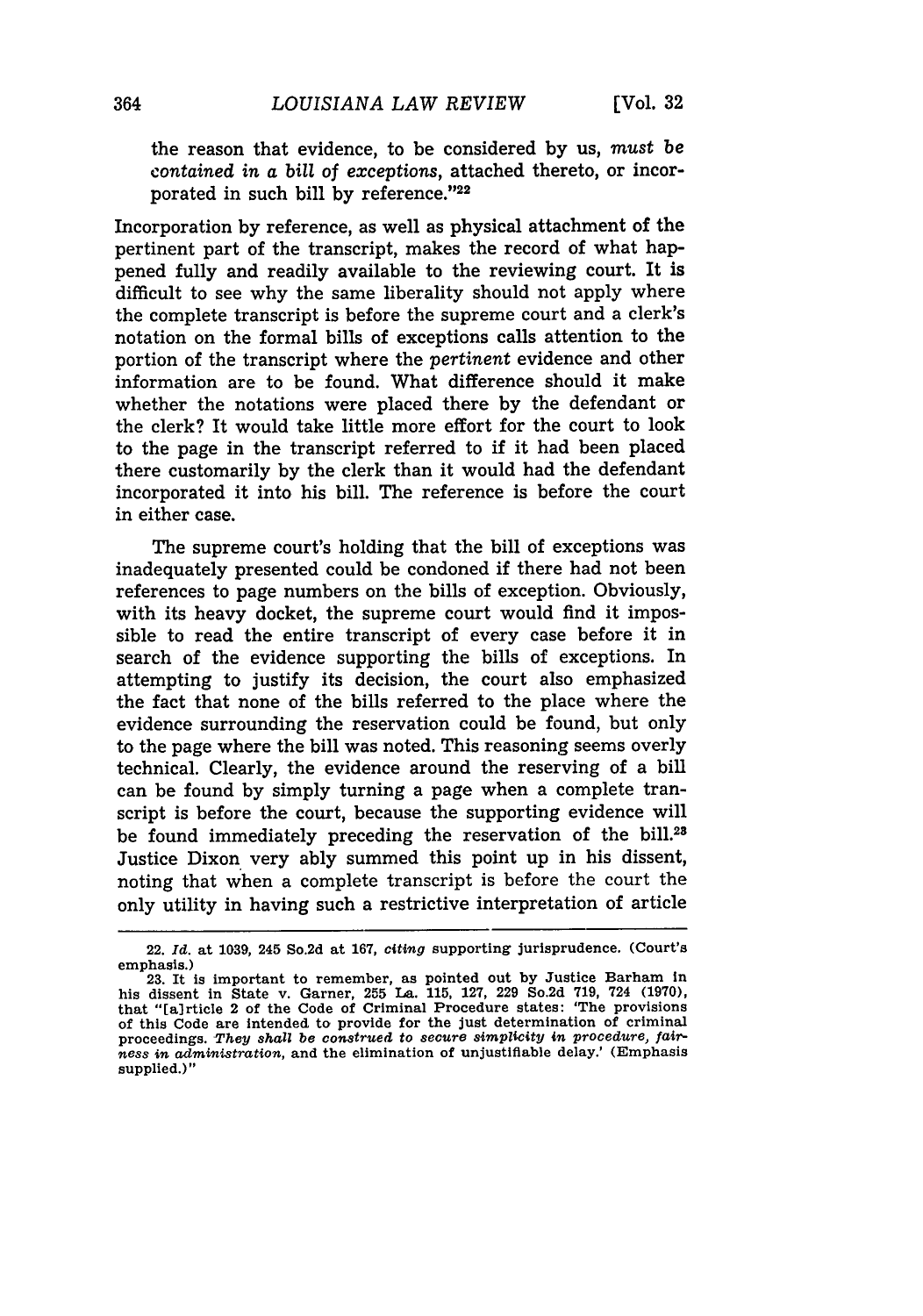the reason that evidence, to be considered by us, *must be contained in a bill of exceptions*, attached thereto, or incorporated in such bill by reference."[22]

Incorporation by reference, as well as physical attachment of the pertinent part of the transcript, makes the record of what happened fully and readily available to the reviewing court. It is difficult to see why the same liberality should not apply where the complete transcript is before the supreme court and a clerk's notation on the formal bills of exceptions calls attention to the portion of the transcript where the *pertinent* evidence and other information are to be found. What difference should it make whether the notations were placed there by the defendant or the clerk? It would take little more effort for the court to look to the page in the transcript referred to if it had been placed there customarily by the clerk than it would had the defendant incorporated it into his bill. The reference is before the court in either case.

The supreme court's holding that the bill of exceptions was inadequately presented could be condoned if there had not been references to page numbers on the bills of exception. Obviously, with its heavy docket, the supreme court would find it impossible to read the entire transcript of every case before it in search of the evidence supporting the bills of exceptions. In attempting to justify its decision, the court also emphasized the fact that none of the bills referred to the place where the evidence surrounding the reservation could be found, but only to the page where the bill was noted. This reasoning seems overly technical. Clearly, the evidence around the reserving of a bill can be found by simply turning a page when a complete transcript is before the court, because the supporting evidence will be found immediately preceding the reservation of the bill.[23] Justice Dixon very ably summed this point up in his dissent, noting that when a complete transcript is before the court the only utility in having such a restrictive interpretation of article

---

22. *Id.* at 1039, 245 So.2d at 167, *citing* supporting jurisprudence. (Court's emphasis.)

23. It is important to remember, as pointed out by Justice Barham in his dissent in State v. Garner, 255 La. 115, 127, 229 So.2d 719, 724 (1970), that "[a]rticle 2 of the Code of Criminal Procedure states: 'The provisions of this Code are intended to provide for the just determination of criminal proceedings. *They shall be construed to secure simplicity in procedure, fairness in administration*, and the elimination of unjustifiable delay.' (Emphasis supplied.)"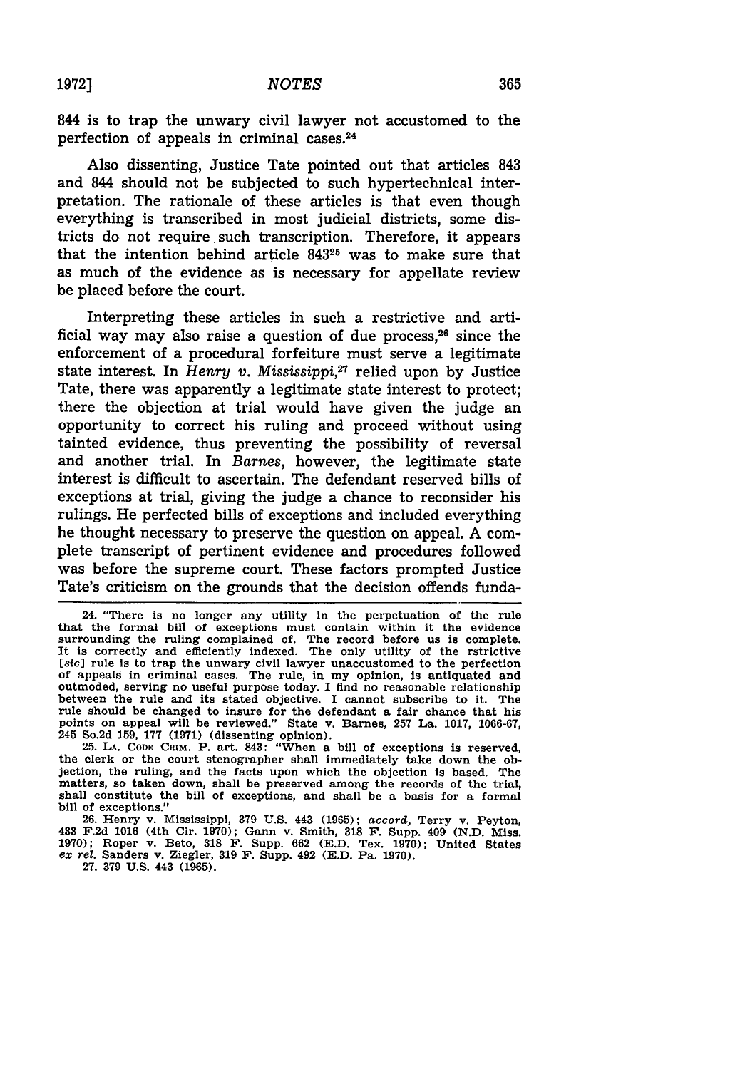844 is to trap the unwary civil lawyer not accustomed to the perfection of appeals in criminal cases.[24]

Also dissenting, Justice Tate pointed out that articles 843 and 844 should not be subjected to such hypertechnical interpretation. The rationale of these articles is that even though everything is transcribed in most judicial districts, some districts do not require such transcription. Therefore, it appears that the intention behind article 843[25] was to make sure that as much of the evidence as is necessary for appellate review be placed before the court.

Interpreting these articles in such a restrictive and artificial way may also raise a question of due process,[26] since the enforcement of a procedural forfeiture must serve a legitimate state interest. In *Henry v. Mississippi*,[27] relied upon by Justice Tate, there was apparently a legitimate state interest to protect; there the objection at trial would have given the judge an opportunity to correct his ruling and proceed without using tainted evidence, thus preventing the possibility of reversal and another trial. In *Barnes*, however, the legitimate state interest is difficult to ascertain. The defendant reserved bills of exceptions at trial, giving the judge a chance to reconsider his rulings. He perfected bills of exceptions and included everything he thought necessary to preserve the question on appeal. A complete transcript of pertinent evidence and procedures followed was before the supreme court. These factors prompted Justice Tate's criticism on the grounds that the decision offends funda-

---

24. "There is no longer any utility in the perpetuation of the rule that the formal bill of exceptions must contain within it the evidence surrounding the ruling complained of. The record before us is complete. It is correctly and efficiently indexed. The only utility of the rstrictive [*sic*] rule is to trap the unwary civil lawyer unaccustomed to the perfection of appeals in criminal cases. The rule, in my opinion, is antiquated and outmoded, serving no useful purpose today. I find no reasonable relationship between the rule and its stated objective. I cannot subscribe to it. The rule should be changed to insure for the defendant a fair chance that his points on appeal will be reviewed." State v. Barnes, 257 La. 1017, 1066-67, 245 So.2d 159, 177 (1971) (dissenting opinion).

25. LA. CODE CRIM. P. art. 843: "When a bill of exceptions is reserved, the clerk or the court stenographer shall immediately take down the objection, the ruling, and the facts upon which the objection is based. The matters, so taken down, shall be preserved among the records of the trial, shall constitute the bill of exceptions, and shall be a basis for a formal bill of exceptions."

26. Henry v. Mississippi, 379 U.S. 443 (1965); *accord*, Terry v. Peyton, 433 F.2d 1016 (4th Cir. 1970); Gann v. Smith, 318 F. Supp. 409 (N.D. Miss. 1970); Roper v. Beto, 318 F. Supp. 662 (E.D. Tex. 1970); United States *ex rel.* Sanders v. Ziegler, 319 F. Supp. 492 (E.D. Pa. 1970).

27. 379 U.S. 443 (1965).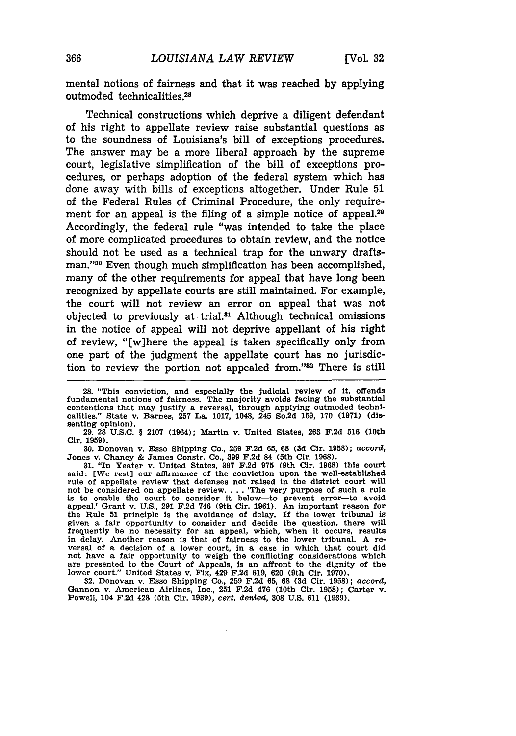mental notions of fairness and that it was reached by applying outmoded technicalities.[28]

Technical constructions which deprive a diligent defendant of his right to appellate review raise substantial questions as to the soundness of Louisiana's bill of exceptions procedures. The answer may be a more liberal approach by the supreme court, legislative simplification of the bill of exceptions procedures, or perhaps adoption of the federal system which has done away with bills of exceptions altogether. Under Rule 51 of the Federal Rules of Criminal Procedure, the only requirement for an appeal is the filing of a simple notice of appeal.[29] Accordingly, the federal rule "was intended to take the place of more complicated procedures to obtain review, and the notice should not be used as a technical trap for the unwary draftsman."[30] Even though much simplification has been accomplished, many of the other requirements for appeal that have long been recognized by appellate courts are still maintained. For example, the court will not review an error on appeal that was not objected to previously at trial.[31] Although technical omissions in the notice of appeal will not deprive appellant of his right of review, "[w]here the appeal is taken specifically only from one part of the judgment the appellate court has no jurisdiction to review the portion not appealed from."[32] There is still

---

28. "This conviction, and especially the judicial review of it, offends fundamental notions of fairness. The majority avoids facing the substantial contentions that may justify a reversal, through applying outmoded technicalities." State v. Barnes, 257 La. 1017, 1048, 245 So.2d 159, 170 (1971) (dissenting opinion).

29. 28 U.S.C. § 2107 (1964); Martin v. United States, 263 F.2d 516 (10th Cir. 1959).

30. Donovan v. Esso Shipping Co., 259 F.2d 65, 68 (3d Cir. 1958); *accord*, Jones v. Chaney & James Constr. Co., 399 F.2d 84 (5th Cir. 1968).

31. "In Yeater v. United States, 397 F.2d 975 (9th Cir. 1968) this court said: [We rest] our affirmance of the conviction upon the well-established rule of appellate review that defenses not raised in the district court will not be considered on appellate review. . . . 'The very purpose of such a rule is to enable the court to consider it below—to prevent error—to avoid appeal.' Grant v. U.S., 291 F.2d 746 (9th Cir. 1961). An important reason for the Rule 51 principle is the avoidance of delay. If the lower tribunal is given a fair opportunity to consider and decide the question, there will frequently be no necessity for an appeal, which, when it occurs, results in delay. Another reason is that of fairness to the lower tribunal. A reversal of a decision of a lower court, in a case in which that court did not have a fair opportunity to weigh the conflicting considerations which are presented to the Court of Appeals, is an affront to the dignity of the lower court." United States v. Fix, 429 F.2d 619, 620 (9th Cir. 1970).

32. Donovan v. Esso Shipping Co., 259 F.2d 65, 68 (3d Cir. 1958); *accord*, Gannon v. American Airlines, Inc., 251 F.2d 476 (10th Cir. 1958); Carter v. Powell, 104 F.2d 428 (5th Cir. 1939), *cert. denied*, 308 U.S. 611 (1939).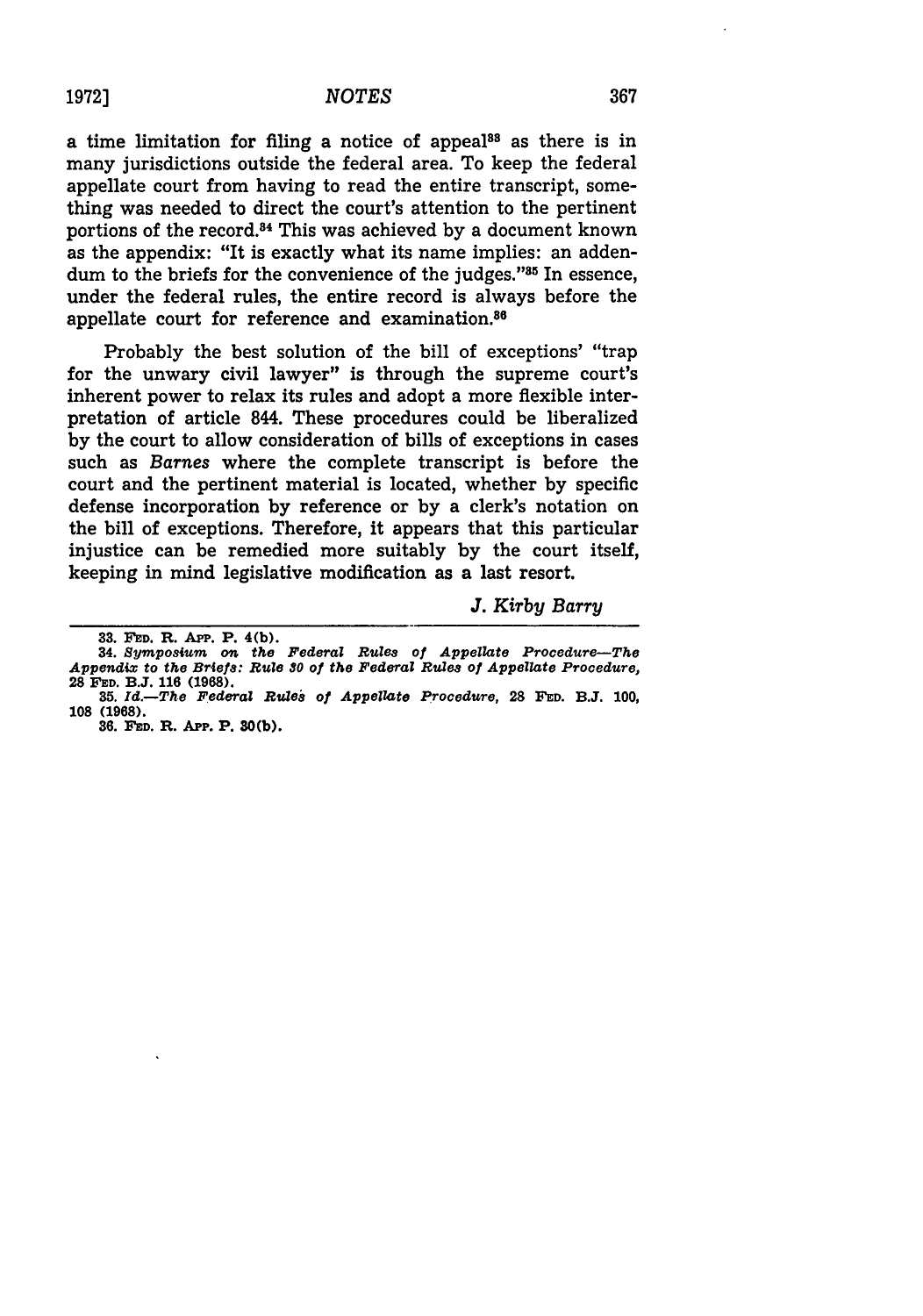a time limitation for filing a notice of appeal[33] as there is in many jurisdictions outside the federal area. To keep the federal appellate court from having to read the entire transcript, something was needed to direct the court's attention to the pertinent portions of the record.[34] This was achieved by a document known as the appendix: "It is exactly what its name implies: an addendum to the briefs for the convenience of the judges."[35] In essence, under the federal rules, the entire record is always before the appellate court for reference and examination.[36]

Probably the best solution of the bill of exceptions' "trap for the unwary civil lawyer" is through the supreme court's inherent power to relax its rules and adopt a more flexible interpretation of article 844. These procedures could be liberalized by the court to allow consideration of bills of exceptions in cases such as *Barnes* where the complete transcript is before the court and the pertinent material is located, whether by specific defense incorporation by reference or by a clerk's notation on the bill of exceptions. Therefore, it appears that this particular injustice can be remedied more suitably by the court itself, keeping in mind legislative modification as a last resort.

*J. Kirby Barry*

---

33. FED. R. APP. P. 4(b).

34. *Symposium on the Federal Rules of Appellate Procedure—The Appendix to the Briefs: Rule 30 of the Federal Rules of Appellate Procedure*, 28 FED. B.J. 116 (1968).

35. *Id.—The Federal Rules of Appellate Procedure*, 28 FED. B.J. 100, 108 (1968).

36. FED. R. APP. P. 30(b).